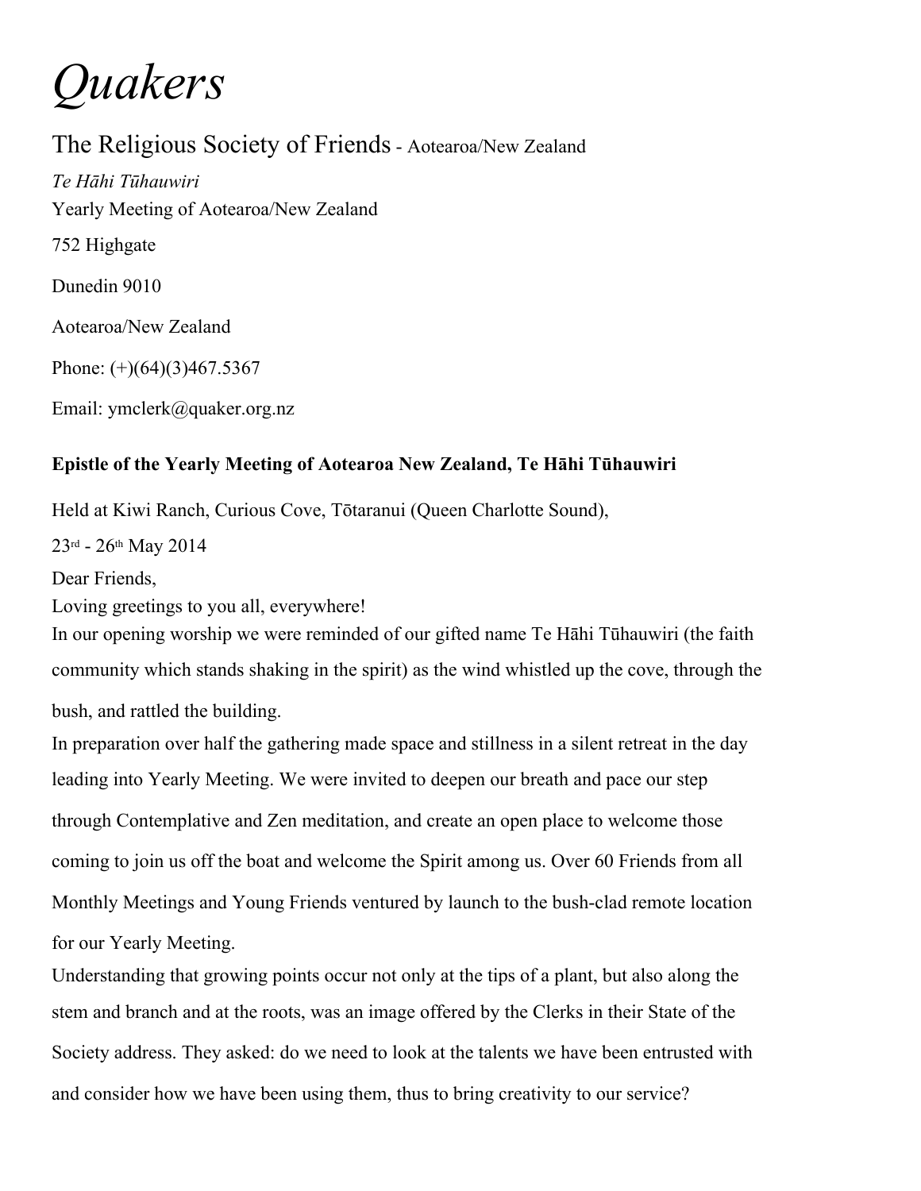# *Quakers*

The Religious Society of Friends - Aotearoa/New Zealand

*Te Hāhi Tūhauwiri*

Yearly Meeting of Aotearoa/New Zealand

752 Highgate

Dunedin 9010

Aotearoa/New Zealand

Phone: (+)(64)(3)467.5367

Email: ymclerk@quaker.org.nz

**Epistle of the Yearly Meeting of Aotearoa New Zealand, Te Hāhi Tūhauwiri**

Held at Kiwi Ranch, Curious Cove, Tōtaranui (Queen Charlotte Sound),

23rd - 26th May 2014

Dear Friends,

Loving greetings to you all, everywhere!

In our opening worship we were reminded of our gifted name Te Hāhi Tūhauwiri (the faith community which stands shaking in the spirit) as the wind whistled up the cove, through the bush, and rattled the building.

In preparation over half the gathering made space and stillness in a silent retreat in the day leading into Yearly Meeting. We were invited to deepen our breath and pace our step through Contemplative and Zen meditation, and create an open place to welcome those coming to join us off the boat and welcome the Spirit among us. Over 60 Friends from all Monthly Meetings and Young Friends ventured by launch to the bush-clad remote location for our Yearly Meeting.

Understanding that growing points occur not only at the tips of a plant, but also along the stem and branch and at the roots, was an image offered by the Clerks in their State of the Society address. They asked: do we need to look at the talents we have been entrusted with and consider how we have been using them, thus to bring creativity to our service?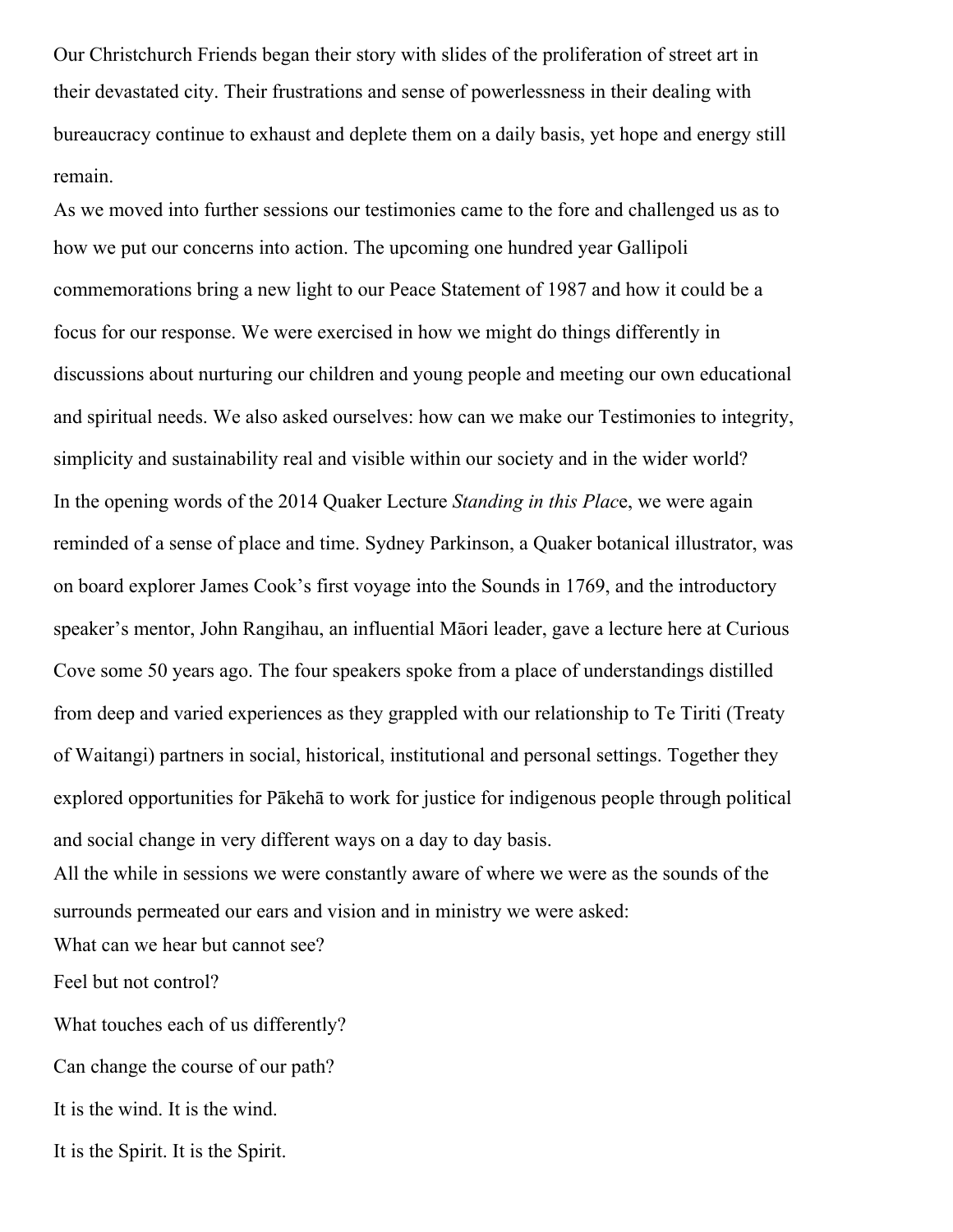Our Christchurch Friends began their story with slides of the proliferation of street art in their devastated city. Their frustrations and sense of powerlessness in their dealing with bureaucracy continue to exhaust and deplete them on a daily basis, yet hope and energy still remain.

As we moved into further sessions our testimonies came to the fore and challenged us as to how we put our concerns into action. The upcoming one hundred year Gallipoli commemorations bring a new light to our Peace Statement of 1987 and how it could be a focus for our response. We were exercised in how we might do things differently in discussions about nurturing our children and young people and meeting our own educational and spiritual needs. We also asked ourselves: how can we make our Testimonies to integrity, simplicity and sustainability real and visible within our society and in the wider world?

In the opening words of the 2014 Quaker Lecture *Standing in this Plac*e, we were again reminded of a sense of place and time. Sydney Parkinson, a Quaker botanical illustrator, was on board explorer James Cook's first voyage into the Sounds in 1769, and the introductory speaker's mentor, John Rangihau, an influential Māori leader, gave a lecture here at Curious Cove some 50 years ago. The four speakers spoke from a place of understandings distilled from deep and varied experiences as they grappled with our relationship to Te Tiriti (Treaty of Waitangi) partners in social, historical, institutional and personal settings. Together they explored opportunities for Pākehā to work for justice for indigenous people through political and social change in very different ways on a day to day basis.

All the while in sessions we were constantly aware of where we were as the sounds of the surrounds permeated our ears and vision and in ministry we were asked:

What can we hear but cannot see?

Feel but not control?

What touches each of us differently?

Can change the course of our path?

It is the wind. It is the wind.

It is the Spirit. It is the Spirit.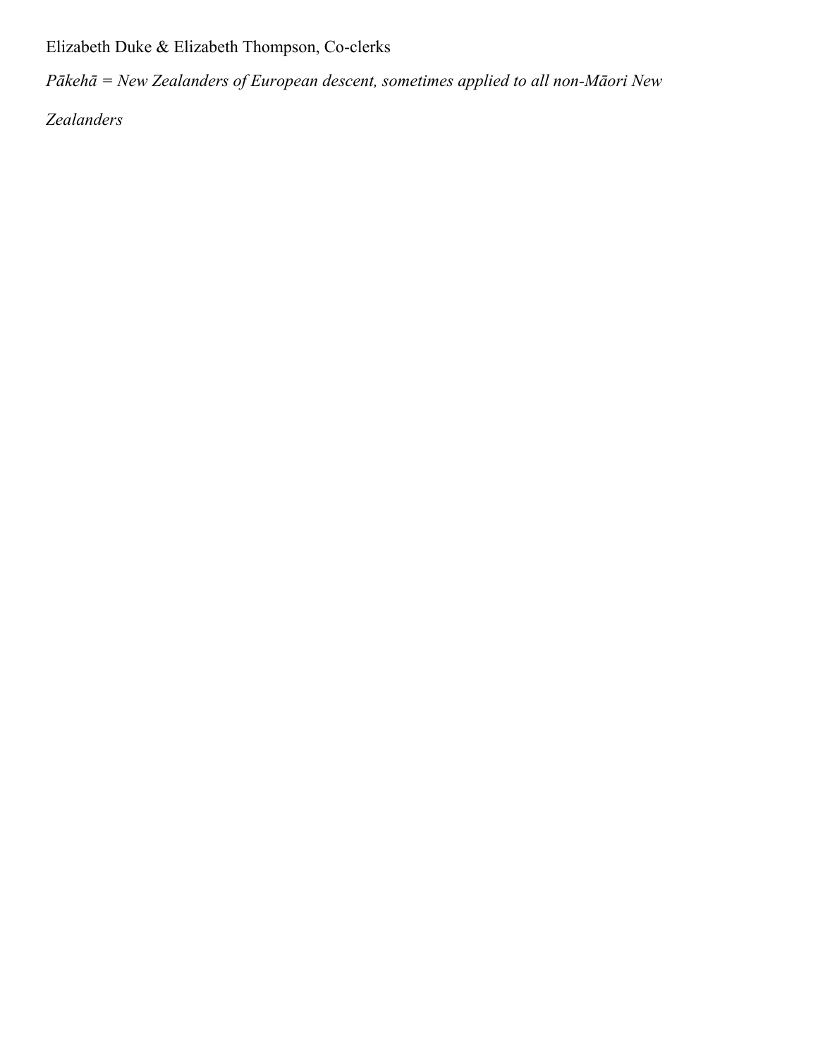Elizabeth Duke & Elizabeth Thompson, Co-clerks

*Pākehā = New Zealanders of European descent, sometimes applied to all non-Māori New Zealanders*